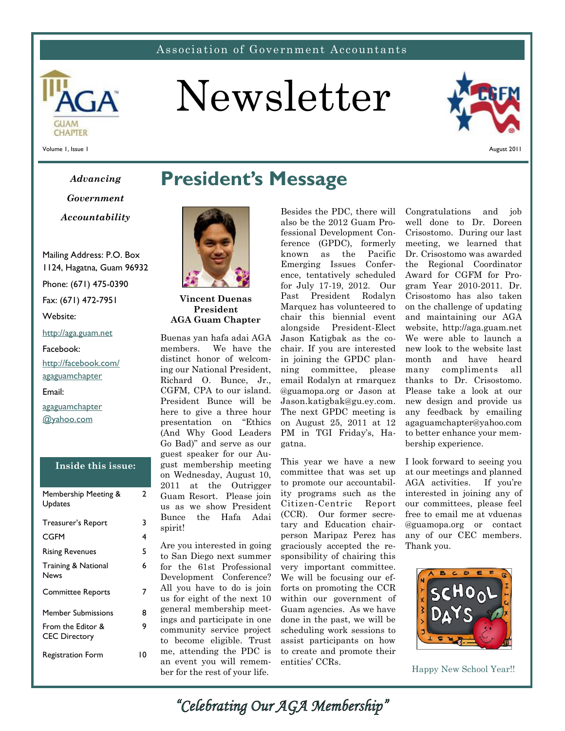Association of Government Accountants

# Newsletter

Volume 1, Issue 1

August 2011

*Advancing Government Accountability*

Mailing Address: P.O. Box 1124, Hagatna, Guam 96932

Phone: (671) 475-0390

Fax: (671) 472-7951

Website:

http://aga.guam.net

Facebook:

http://facebook.com/agaguamchapter

Email:

agaguamchapter@yahoo.com

**Inside this issue:**

| | |
|---|---|
| Membership Meeting & Updates | 2 |
| Treasurer's Report | 3 |
| CGFM | 4 |
| Rising Revenues | 5 |
| Training & National News | 6 |
| Committee Reports | 7 |
| Member Submissions | 8 |
| From the Editor & CEC Directory | 9 |
| Registration Form | 10 |

## President's Message

**Vincent Duenas**
**President**
**AGA Guam Chapter**

Buenas yan hafa adai AGA members. We have the distinct honor of welcoming our National President, Richard O. Bunce, Jr., CGFM, CPA to our island. President Bunce will be here to give a three hour presentation on "Ethics (And Why Good Leaders Go Bad)" and serve as our guest speaker for our August membership meeting on Wednesday, August 10, 2011 at the Outrigger Guam Resort. Please join us as we show President Bunce the Hafa Adai spirit!

Are you interested in going to San Diego next summer for the 61st Professional Development Conference? All you have to do is join us for eight of the next 10 general membership meetings and participate in one community service project to become eligible. Trust me, attending the PDC is an event you will remember for the rest of your life.

Besides the PDC, there will also be the 2012 Guam Professional Development Conference (GPDC), formerly known as the Pacific Emerging Issues Conference, tentatively scheduled for July 17-19, 2012. Our Past President Rodalyn Marquez has volunteered to chair this biennial event alongside President-Elect Jason Katigbak as the co-chair. If you are interested in joining the GPDC planning committee, please email Rodalyn at rmarquez@guamopa.org or Jason at Jason.katigbak@gu.ey.com. The next GPDC meeting is on August 25, 2011 at 12 PM in TGI Friday's, Hagatna.

This year we have a new committee that was set up to promote our accountability programs such as the Citizen-Centric Report (CCR). Our former secretary and Education chairperson Maripaz Perez has graciously accepted the responsibility of chairing this very important committee. We will be focusing our efforts on promoting the CCR within our government of Guam agencies. As we have done in the past, we will be scheduling work sessions to assist participants on how to create and promote their entities' CCRs.

Congratulations and job well done to Dr. Doreen Crisostomo. During our last meeting, we learned that Dr. Crisostomo was awarded the Regional Coordinator Award for CGFM for Program Year 2010-2011. Dr. Crisostomo has also taken on the challenge of updating and maintaining our AGA website, http://aga.guam.net We were able to launch a new look to the website last month and have heard many compliments all thanks to Dr. Crisostomo. Please take a look at our new design and provide us any feedback by emailing agaguamchapter@yahoo.com to better enhance your membership experience.

I look forward to seeing you at our meetings and planned AGA activities. If you're interested in joining any of our committees, please feel free to email me at vduenas@guamopa.org or contact any of our CEC members. Thank you.

Happy New School Year!!

*"Celebrating Our AGA Membership"*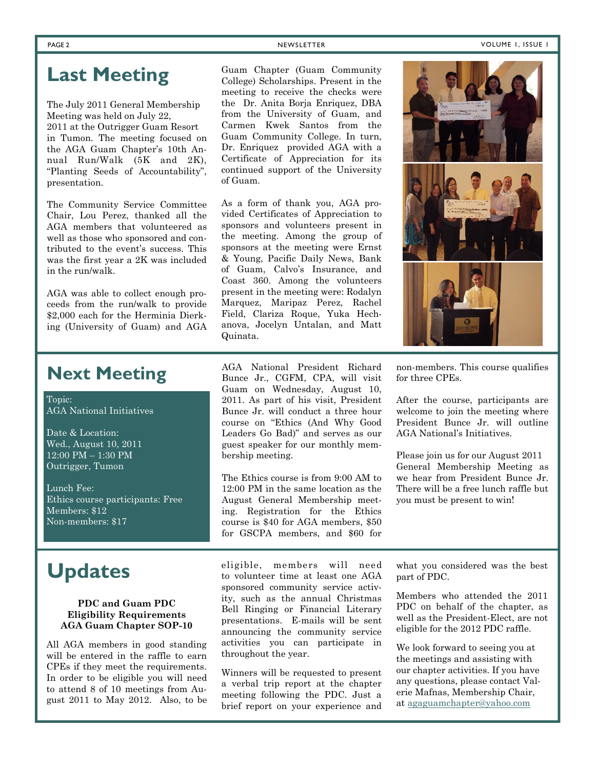## Last Meeting

The July 2011 General Membership Meeting was held on July 22, 2011 at the Outrigger Guam Resort in Tumon. The meeting focused on the AGA Guam Chapter's 10th Annual Run/Walk (5K and 2K), "Planting Seeds of Accountability", presentation.

The Community Service Committee Chair, Lou Perez, thanked all the AGA members that volunteered as well as those who sponsored and contributed to the event's success. This was the first year a 2K was included in the run/walk.

AGA was able to collect enough proceeds from the run/walk to provide $2,000 each for the Herminia Dierking (University of Guam) and AGA Guam Chapter (Guam Community College) Scholarships. Present in the meeting to receive the checks were the Dr. Anita Borja Enriquez, DBA from the University of Guam, and Carmen Kwek Santos from the Guam Community College. In turn, Dr. Enriquez provided AGA with a Certificate of Appreciation for its continued support of the University of Guam.

As a form of thank you, AGA provided Certificates of Appreciation to sponsors and volunteers present in the meeting. Among the group of sponsors at the meeting were Ernst & Young, Pacific Daily News, Bank of Guam, Calvo's Insurance, and Coast 360. Among the volunteers present in the meeting were: Rodalyn Marquez, Maripaz Perez, Rachel Field, Clariza Roque, Yuka Hechanova, Jocelyn Untalan, and Matt Quinata.

## Next Meeting

Topic:
AGA National Initiatives

Date & Location:
Wed., August 10, 2011
12:00 PM – 1:30 PM
Outrigger, Tumon

Lunch Fee:
Ethics course participants: Free
Members: $12
Non-members: $17

AGA National President Richard Bunce Jr., CGFM, CPA, will visit Guam on Wednesday, August 10, 2011. As part of his visit, President Bunce Jr. will conduct a three hour course on "Ethics (And Why Good Leaders Go Bad)" and serves as our guest speaker for our monthly membership meeting.

The Ethics course is from 9:00 AM to 12:00 PM in the same location as the August General Membership meeting. Registration for the Ethics course is $40 for AGA members, $50 for GSCPA members, and $60 for non-members. This course qualifies for three CPEs.

After the course, participants are welcome to join the meeting where President Bunce Jr. will outline AGA National's Initiatives.

Please join us for our August 2011 General Membership Meeting as we hear from President Bunce Jr. There will be a free lunch raffle but you must be present to win!

## Updates

**PDC and Guam PDC Eligibility Requirements AGA Guam Chapter SOP-10**

All AGA members in good standing will be entered in the raffle to earn CPEs if they meet the requirements. In order to be eligible you will need to attend 8 of 10 meetings from August 2011 to May 2012. Also, to be eligible, members will need to volunteer time at least one AGA sponsored community service activity, such as the annual Christmas Bell Ringing or Financial Literary presentations. E-mails will be sent announcing the community service activities you can participate in throughout the year.

Winners will be requested to present a verbal trip report at the chapter meeting following the PDC. Just a brief report on your experience and what you considered was the best part of PDC.

Members who attended the 2011 PDC on behalf of the chapter, as well as the President-Elect, are not eligible for the 2012 PDC raffle.

We look forward to seeing you at the meetings and assisting with our chapter activities. If you have any questions, please contact Valerie Mafnas, Membership Chair, at agaguamchapter@yahoo.com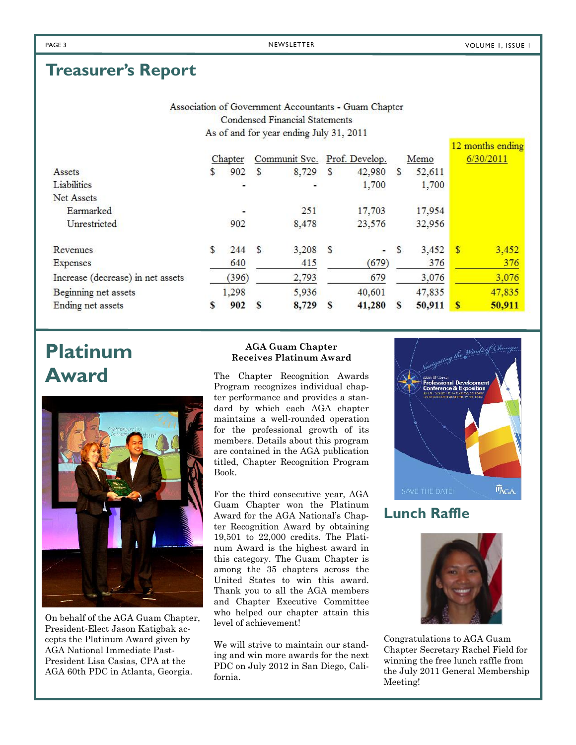# Treasurer's Report

Association of Government Accountants - Guam Chapter
Condensed Financial Statements
As of and for year ending July 31, 2011

| | Chapter | Communit Svc. | Prof. Develop. | Memo | 12 months ending 6/30/2011 |
|---|---|---|---|---|---|
| Assets | $ 902 | $ 8,729 | $ 42,980 | $ 52,611 | |
| Liabilities | - | - | 1,700 | 1,700 | |
| Net Assets | | | | | |
| Earmarked | - | 251 | 17,703 | 17,954 | |
| Unrestricted | 902 | 8,478 | 23,576 | 32,956 | |
| Revenues | $ 244 | $ 3,208 | $ - | $ 3,452 | $ 3,452 |
| Expenses | 640 | 415 | (679) | 376 | 376 |
| Increase (decrease) in net assets | (396) | 2,793 | 679 | 3,076 | 3,076 |
| Beginning net assets | 1,298 | 5,936 | 40,601 | 47,835 | 47,835 |
| Ending net assets | **$ 902** | **$ 8,729** | **$ 41,280** | **$ 50,911** | **$ 50,911** |

# Platinum Award

On behalf of the AGA Guam Chapter, President-Elect Jason Katigbak accepts the Platinum Award given by AGA National Immediate Past-President Lisa Casias, CPA at the AGA 60th PDC in Atlanta, Georgia.

**AGA Guam Chapter Receives Platinum Award**

The Chapter Recognition Awards Program recognizes individual chapter performance and provides a standard by which each AGA chapter maintains a well-rounded operation for the professional growth of its members. Details about this program are contained in the AGA publication titled, Chapter Recognition Program Book.

For the third consecutive year, AGA Guam Chapter won the Platinum Award for the AGA National's Chapter Recognition Award by obtaining 19,501 to 22,000 credits. The Platinum Award is the highest award in this category. The Guam Chapter is among the 35 chapters across the United States to win this award. Thank you to all the AGA members and Chapter Executive Committee who helped our chapter attain this level of achievement!

We will strive to maintain our standing and win more awards for the next PDC on July 2012 in San Diego, California.

# Lunch Raffle

Congratulations to AGA Guam Chapter Secretary Rachel Field for winning the free lunch raffle from the July 2011 General Membership Meeting!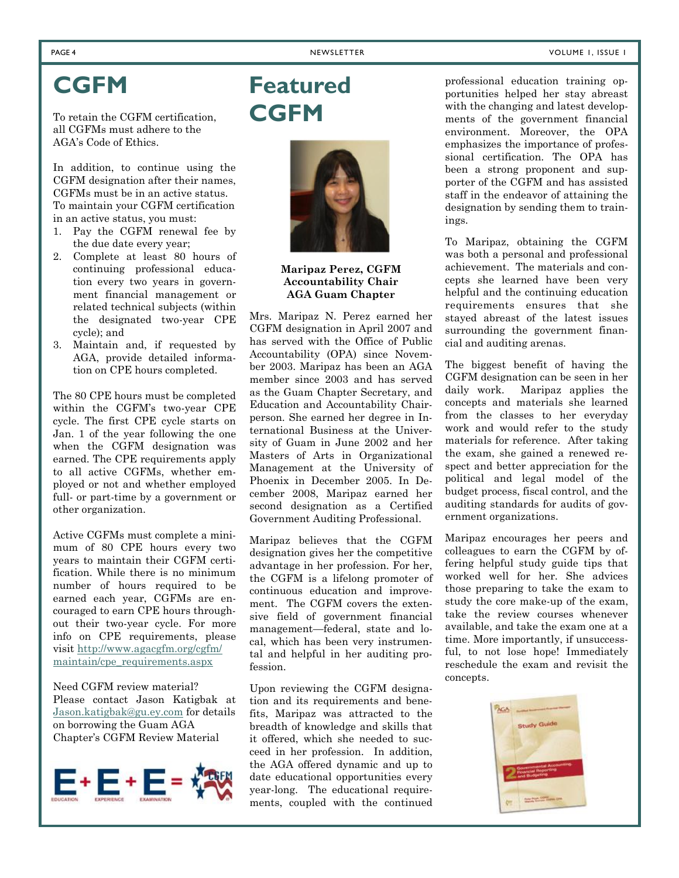# CGFM

To retain the CGFM certification, all CGFMs must adhere to the AGA's Code of Ethics.

In addition, to continue using the CGFM designation after their names, CGFMs must be in an active status. To maintain your CGFM certification in an active status, you must:

1. Pay the CGFM renewal fee by the due date every year;
2. Complete at least 80 hours of continuing professional education every two years in government financial management or related technical subjects (within the designated two-year CPE cycle); and
3. Maintain and, if requested by AGA, provide detailed information on CPE hours completed.

The 80 CPE hours must be completed within the CGFM's two-year CPE cycle. The first CPE cycle starts on Jan. 1 of the year following the one when the CGFM designation was earned. The CPE requirements apply to all active CGFMs, whether employed or not and whether employed full- or part-time by a government or other organization.

Active CGFMs must complete a minimum of 80 CPE hours every two years to maintain their CGFM certification. While there is no minimum number of hours required to be earned each year, CGFMs are encouraged to earn CPE hours throughout their two-year cycle. For more info on CPE requirements, please visit http://www.agacgfm.org/cgfm/maintain/cpe_requirements.aspx

Need CGFM review material? Please contact Jason Katigbak at Jason.katigbak@gu.ey.com for details on borrowing the Guam AGA Chapter's CGFM Review Material

E + E + E = CGFM

EDUCATION EXPERIENCE EXAMINATION

# Featured CGFM

**Maripaz Perez, CGFM**
**Accountability Chair**
**AGA Guam Chapter**

Mrs. Maripaz N. Perez earned her CGFM designation in April 2007 and has served with the Office of Public Accountability (OPA) since November 2003. Maripaz has been an AGA member since 2003 and has served as the Guam Chapter Secretary, and Education and Accountability Chairperson. She earned her degree in International Business at the University of Guam in June 2002 and her Masters of Arts in Organizational Management at the University of Phoenix in December 2005. In December 2008, Maripaz earned her second designation as a Certified Government Auditing Professional.

Maripaz believes that the CGFM designation gives her the competitive advantage in her profession. For her, the CGFM is a lifelong promoter of continuous education and improvement. The CGFM covers the extensive field of government financial management—federal, state and local, which has been very instrumental and helpful in her auditing profession.

Upon reviewing the CGFM designation and its requirements and benefits, Maripaz was attracted to the breadth of knowledge and skills that it offered, which she needed to succeed in her profession. In addition, the AGA offered dynamic and up to date educational opportunities every year-long. The educational requirements, coupled with the continued professional education training opportunities helped her stay abreast with the changing and latest developments of the government financial environment. Moreover, the OPA emphasizes the importance of professional certification. The OPA has been a strong proponent and supporter of the CGFM and has assisted staff in the endeavor of attaining the designation by sending them to trainings.

To Maripaz, obtaining the CGFM was both a personal and professional achievement. The materials and concepts she learned have been very helpful and the continuing education requirements ensures that she stayed abreast of the latest issues surrounding the government financial and auditing arenas.

The biggest benefit of having the CGFM designation can be seen in her daily work. Maripaz applies the concepts and materials she learned from the classes to her everyday work and would refer to the study materials for reference. After taking the exam, she gained a renewed respect and better appreciation for the political and legal model of the budget process, fiscal control, and the auditing standards for audits of government organizations.

Maripaz encourages her peers and colleagues to earn the CGFM by offering helpful study guide tips that worked well for her. She advices those preparing to take the exam to study the core make-up of the exam, take the review courses whenever available, and take the exam one at a time. More importantly, if unsuccessful, to not lose hope! Immediately reschedule the exam and revisit the concepts.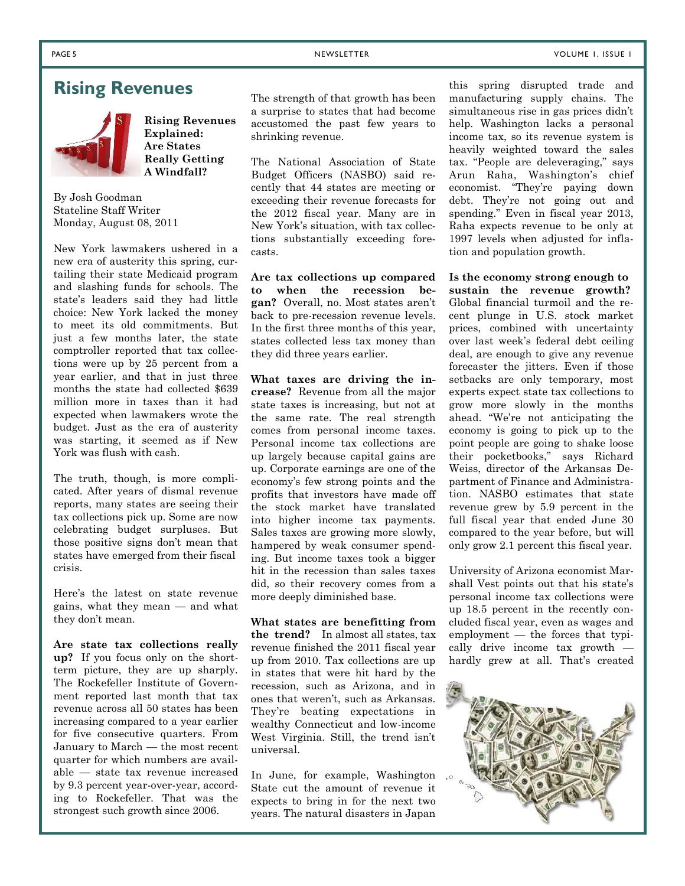## Rising Revenues

**Rising Revenues Explained: Are States Really Getting A Windfall?**

By Josh Goodman
Stateline Staff Writer
Monday, August 08, 2011

New York lawmakers ushered in a new era of austerity this spring, curtailing their state Medicaid program and slashing funds for schools. The state's leaders said they had little choice: New York lacked the money to meet its old commitments. But just a few months later, the state comptroller reported that tax collections were up by 25 percent from a year earlier, and that in just three months the state had collected $639 million more in taxes than it had expected when lawmakers wrote the budget. Just as the era of austerity was starting, it seemed as if New York was flush with cash.

The truth, though, is more complicated. After years of dismal revenue reports, many states are seeing their tax collections pick up. Some are now celebrating budget surpluses. But those positive signs don't mean that states have emerged from their fiscal crisis.

Here's the latest on state revenue gains, what they mean — and what they don't mean.

**Are state tax collections really up?** If you focus only on the short-term picture, they are up sharply. The Rockefeller Institute of Government reported last month that tax revenue across all 50 states has been increasing compared to a year earlier for five consecutive quarters. From January to March — the most recent quarter for which numbers are available — state tax revenue increased by 9.3 percent year-over-year, according to Rockefeller. That was the strongest such growth since 2006.

The strength of that growth has been a surprise to states that had become accustomed the past few years to shrinking revenue.

The National Association of State Budget Officers (NASBO) said recently that 44 states are meeting or exceeding their revenue forecasts for the 2012 fiscal year. Many are in New York's situation, with tax collections substantially exceeding forecasts.

**Are tax collections up compared to when the recession began?** Overall, no. Most states aren't back to pre-recession revenue levels. In the first three months of this year, states collected less tax money than they did three years earlier.

**What taxes are driving the increase?** Revenue from all the major state taxes is increasing, but not at the same rate. The real strength comes from personal income taxes. Personal income tax collections are up largely because capital gains are up. Corporate earnings are one of the economy's few strong points and the profits that investors have made off the stock market have translated into higher income tax payments. Sales taxes are growing more slowly, hampered by weak consumer spending. But income taxes took a bigger hit in the recession than sales taxes did, so their recovery comes from a more deeply diminished base.

**What states are benefitting from the trend?** In almost all states, tax revenue finished the 2011 fiscal year up from 2010. Tax collections are up in states that were hit hard by the recession, such as Arizona, and in ones that weren't, such as Arkansas. They're beating expectations in wealthy Connecticut and low-income West Virginia. Still, the trend isn't universal.

In June, for example, Washington State cut the amount of revenue it expects to bring in for the next two years. The natural disasters in Japan this spring disrupted trade and manufacturing supply chains. The simultaneous rise in gas prices didn't help. Washington lacks a personal income tax, so its revenue system is heavily weighted toward the sales tax. "People are deleveraging," says Arun Raha, Washington's chief economist. "They're paying down debt. They're not going out and spending." Even in fiscal year 2013, Raha expects revenue to be only at 1997 levels when adjusted for inflation and population growth.

**Is the economy strong enough to sustain the revenue growth?** Global financial turmoil and the recent plunge in U.S. stock market prices, combined with uncertainty over last week's federal debt ceiling deal, are enough to give any revenue forecaster the jitters. Even if those setbacks are only temporary, most experts expect state tax collections to grow more slowly in the months ahead. "We're not anticipating the economy is going to pick up to the point people are going to shake loose their pocketbooks," says Richard Weiss, director of the Arkansas Department of Finance and Administration. NASBO estimates that state revenue grew by 5.9 percent in the full fiscal year that ended June 30 compared to the year before, but will only grow 2.1 percent this fiscal year.

University of Arizona economist Marshall Vest points out that his state's personal income tax collections were up 18.5 percent in the recently concluded fiscal year, even as wages and employment — the forces that typically drive income tax growth — hardly grew at all. That's created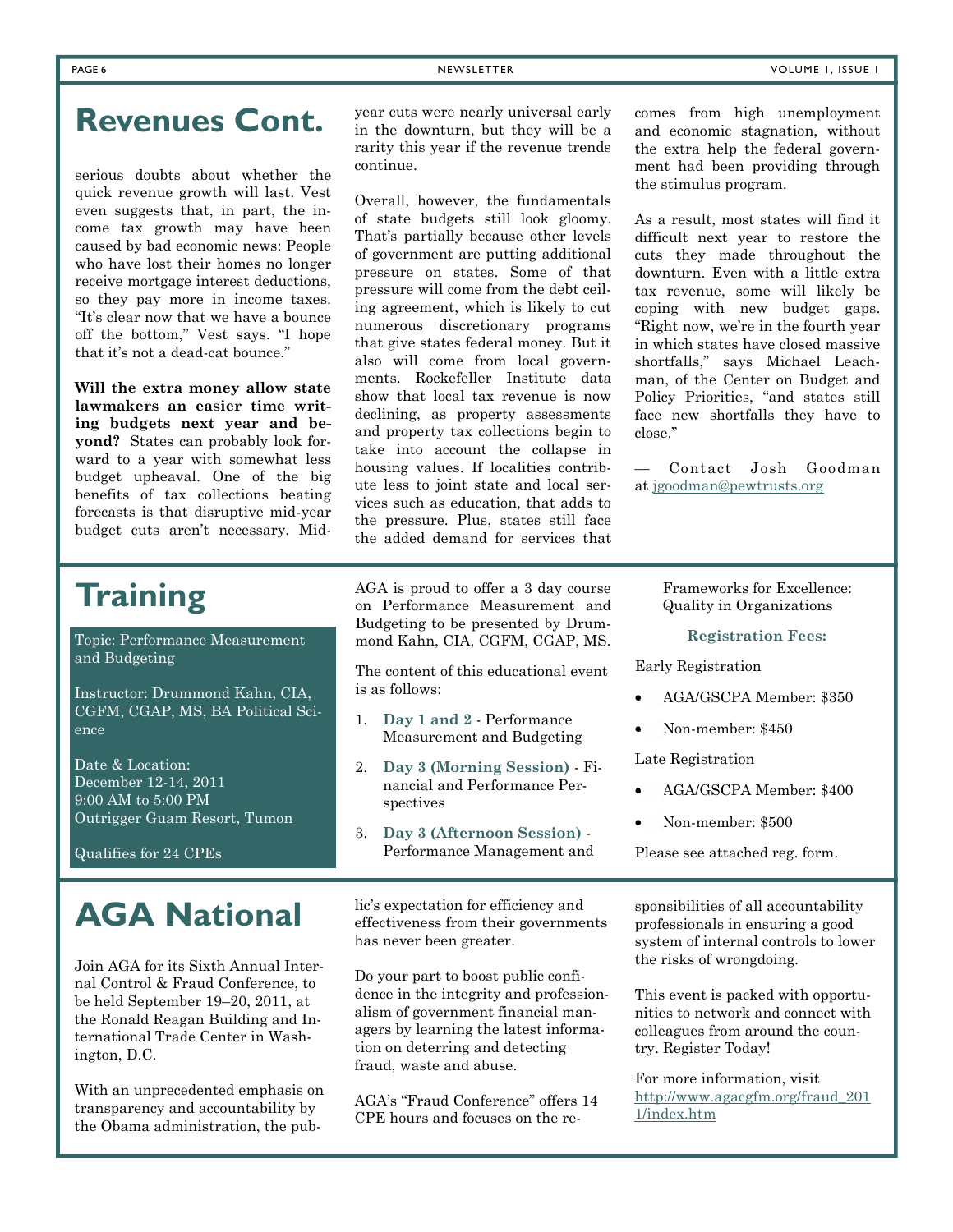# Revenues Cont.

serious doubts about whether the quick revenue growth will last. Vest even suggests that, in part, the income tax growth may have been caused by bad economic news: People who have lost their homes no longer receive mortgage interest deductions, so they pay more in income taxes. "It's clear now that we have a bounce off the bottom," Vest says. "I hope that it's not a dead-cat bounce."

**Will the extra money allow state lawmakers an easier time writing budgets next year and beyond?** States can probably look forward to a year with somewhat less budget upheaval. One of the big benefits of tax collections beating forecasts is that disruptive mid-year budget cuts aren't necessary. Mid-year cuts were nearly universal early in the downturn, but they will be a rarity this year if the revenue trends continue.

Overall, however, the fundamentals of state budgets still look gloomy. That's partially because other levels of government are putting additional pressure on states. Some of that pressure will come from the debt ceiling agreement, which is likely to cut numerous discretionary programs that give states federal money. But it also will come from local governments. Rockefeller Institute data show that local tax revenue is now declining, as property assessments and property tax collections begin to take into account the collapse in housing values. If localities contribute less to joint state and local services such as education, that adds to the pressure. Plus, states still face the added demand for services that comes from high unemployment and economic stagnation, without the extra help the federal government had been providing through the stimulus program.

As a result, most states will find it difficult next year to restore the cuts they made throughout the downturn. Even with a little extra tax revenue, some will likely be coping with new budget gaps. "Right now, we're in the fourth year in which states have closed massive shortfalls," says Michael Leachman, of the Center on Budget and Policy Priorities, "and states still face new shortfalls they have to close."

— Contact Josh Goodman at jgoodman@pewtrusts.org

# Training

Topic: Performance Measurement and Budgeting

Instructor: Drummond Kahn, CIA, CGFM, CGAP, MS, BA Political Science

Date & Location:
December 12-14, 2011
9:00 AM to 5:00 PM
Outrigger Guam Resort, Tumon

Qualifies for 24 CPEs

AGA is proud to offer a 3 day course on Performance Measurement and Budgeting to be presented by Drummond Kahn, CIA, CGFM, CGAP, MS.

The content of this educational event is as follows:

1. **Day 1 and 2** - Performance Measurement and Budgeting
2. **Day 3 (Morning Session)** - Financial and Performance Perspectives
3. **Day 3 (Afternoon Session)** - Performance Management and Frameworks for Excellence: Quality in Organizations

**Registration Fees:**

Early Registration

- AGA/GSCPA Member: $350
- Non-member: $450

Late Registration

- AGA/GSCPA Member: $400
- Non-member: $500

Please see attached reg. form.

# AGA National

Join AGA for its Sixth Annual Internal Control & Fraud Conference, to be held September 19–20, 2011, at the Ronald Reagan Building and International Trade Center in Washington, D.C.

With an unprecedented emphasis on transparency and accountability by the Obama administration, the public's expectation for efficiency and effectiveness from their governments has never been greater.

Do your part to boost public confidence in the integrity and professionalism of government financial managers by learning the latest information on deterring and detecting fraud, waste and abuse.

AGA's "Fraud Conference" offers 14 CPE hours and focuses on the responsibilities of all accountability professionals in ensuring a good system of internal controls to lower the risks of wrongdoing.

This event is packed with opportunities to network and connect with colleagues from around the country. Register Today!

For more information, visit http://www.agacgfm.org/fraud_2011/index.htm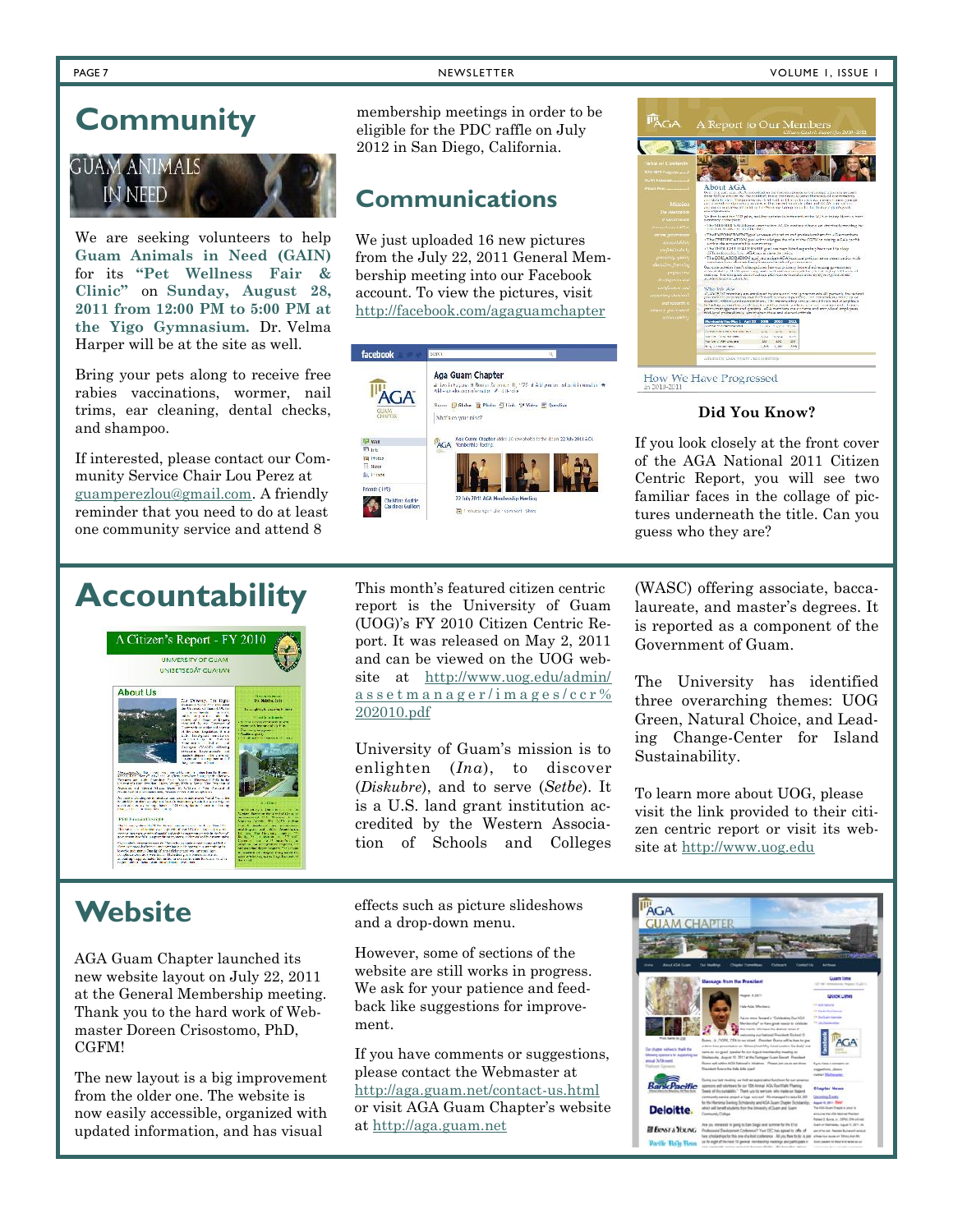# Community

We are seeking volunteers to help **Guam Animals in Need (GAIN)** for its **"Pet Wellness Fair & Clinic"** on **Sunday, August 28, 2011 from 12:00 PM to 5:00 PM at the Yigo Gymnasium.** Dr. Velma Harper will be at the site as well.

Bring your pets along to receive free rabies vaccinations, wormer, nail trims, ear cleaning, dental checks, and shampoo.

If interested, please contact our Community Service Chair Lou Perez at guamperezlou@gmail.com. A friendly reminder that you need to do at least one community service and attend 8 membership meetings in order to be eligible for the PDC raffle on July 2012 in San Diego, California.

# Communications

We just uploaded 16 new pictures from the July 22, 2011 General Membership meeting into our Facebook account. To view the pictures, visit http://facebook.com/agaguamchapter

**Did You Know?**

If you look closely at the front cover of the AGA National 2011 Citizen Centric Report, you will see two familiar faces in the collage of pictures underneath the title. Can you guess who they are?

# Accountability

This month's featured citizen centric report is the University of Guam (UOG)'s FY 2010 Citizen Centric Report. It was released on May 2, 2011 and can be viewed on the UOG website at http://www.uog.edu/admin/assetmanager/images/ccr%202010.pdf

University of Guam's mission is to enlighten (*Ina*), to discover (*Diskubre*), and to serve (*Setbe*). It is a U.S. land grant institution accredited by the Western Association of Schools and Colleges (WASC) offering associate, baccalaureate, and master's degrees. It is reported as a component of the Government of Guam.

The University has identified three overarching themes: UOG Green, Natural Choice, and Leading Change-Center for Island Sustainability.

To learn more about UOG, please visit the link provided to their citizen centric report or visit its website at http://www.uog.edu

# Website

AGA Guam Chapter launched its new website layout on July 22, 2011 at the General Membership meeting. Thank you to the hard work of Webmaster Doreen Crisostomo, PhD, CGFM!

The new layout is a big improvement from the older one. The website is now easily accessible, organized with updated information, and has visual effects such as picture slideshows and a drop-down menu.

However, some of sections of the website are still works in progress. We ask for your patience and feedback like suggestions for improvement.

If you have comments or suggestions, please contact the Webmaster at http://aga.guam.net/contact-us.html or visit AGA Guam Chapter's website at http://aga.guam.net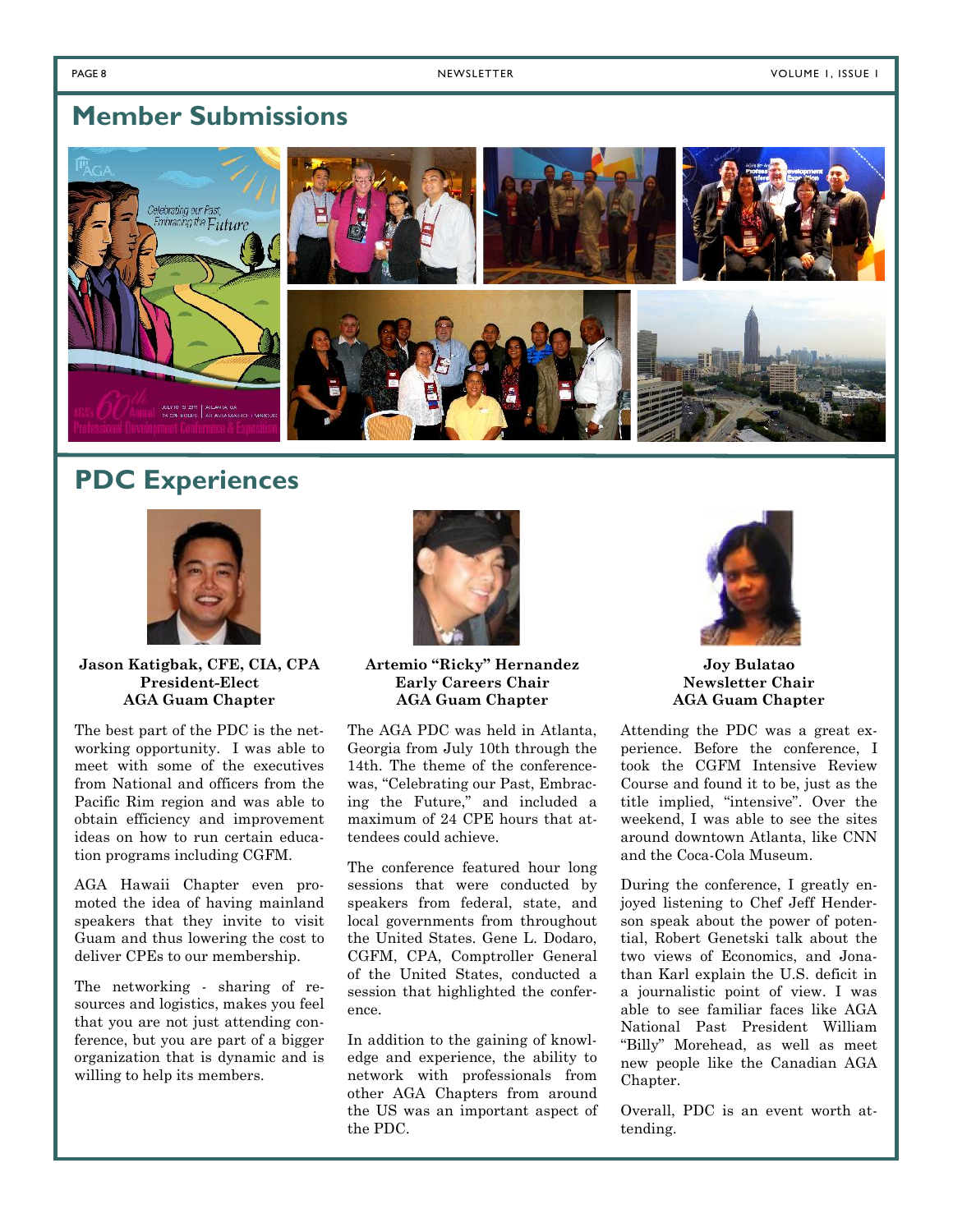# Member Submissions

# PDC Experiences

**Jason Katigbak, CFE, CIA, CPA**
**President-Elect**
**AGA Guam Chapter**

The best part of the PDC is the networking opportunity. I was able to meet with some of the executives from National and officers from the Pacific Rim region and was able to obtain efficiency and improvement ideas on how to run certain education programs including CGFM.

AGA Hawaii Chapter even promoted the idea of having mainland speakers that they invite to visit Guam and thus lowering the cost to deliver CPEs to our membership.

The networking - sharing of resources and logistics, makes you feel that you are not just attending conference, but you are part of a bigger organization that is dynamic and is willing to help its members.

**Artemio "Ricky" Hernandez**
**Early Careers Chair**
**AGA Guam Chapter**

The AGA PDC was held in Atlanta, Georgia from July 10th through the 14th. The theme of the conference was, "Celebrating our Past, Embracing the Future," and included a maximum of 24 CPE hours that attendees could achieve.

The conference featured hour long sessions that were conducted by speakers from federal, state, and local governments from throughout the United States. Gene L. Dodaro, CGFM, CPA, Comptroller General of the United States, conducted a session that highlighted the conference.

In addition to the gaining of knowledge and experience, the ability to network with professionals from other AGA Chapters from around the US was an important aspect of the PDC.

**Joy Bulatao**
**Newsletter Chair**
**AGA Guam Chapter**

Attending the PDC was a great experience. Before the conference, I took the CGFM Intensive Review Course and found it to be, just as the title implied, "intensive". Over the weekend, I was able to see the sites around downtown Atlanta, like CNN and the Coca-Cola Museum.

During the conference, I greatly enjoyed listening to Chef Jeff Henderson speak about the power of potential, Robert Genetski talk about the two views of Economics, and Jonathan Karl explain the U.S. deficit in a journalistic point of view. I was able to see familiar faces like AGA National Past President William "Billy" Morehead, as well as meet new people like the Canadian AGA Chapter.

Overall, PDC is an event worth attending.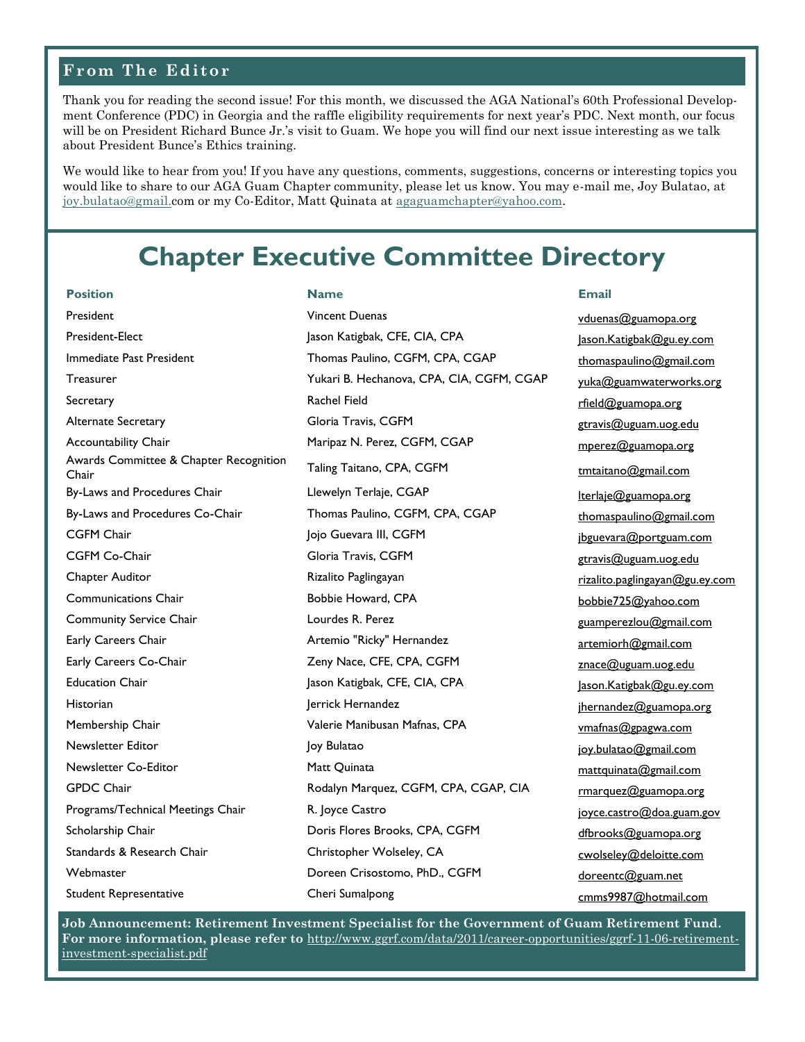## From The Editor

Thank you for reading the second issue! For this month, we discussed the AGA National's 60th Professional Development Conference (PDC) in Georgia and the raffle eligibility requirements for next year's PDC. Next month, our focus will be on President Richard Bunce Jr.'s visit to Guam. We hope you will find our next issue interesting as we talk about President Bunce's Ethics training.

We would like to hear from you! If you have any questions, comments, suggestions, concerns or interesting topics you would like to share to our AGA Guam Chapter community, please let us know. You may e-mail me, Joy Bulatao, at joy.bulatao@gmail.com or my Co-Editor, Matt Quinata at agaguamchapter@yahoo.com.

# Chapter Executive Committee Directory

| Position | Name | Email |
|---|---|---|
| President | Vincent Duenas | vduenas@guamopa.org |
| President-Elect | Jason Katigbak, CFE, CIA, CPA | Jason.Katigbak@gu.ey.com |
| Immediate Past President | Thomas Paulino, CGFM, CPA, CGAP | thomaspaulino@gmail.com |
| Treasurer | Yukari B. Hechanova, CPA, CIA, CGFM, CGAP | yuka@guamwaterworks.org |
| Secretary | Rachel Field | rfield@guamopa.org |
| Alternate Secretary | Gloria Travis, CGFM | gtravis@uguam.uog.edu |
| Accountability Chair | Maripaz N. Perez, CGFM, CGAP | mperez@guamopa.org |
| Awards Committee & Chapter Recognition Chair | Taling Taitano, CPA, CGFM | tmtaitano@gmail.com |
| By-Laws and Procedures Chair | Llewelyn Terlaje, CGAP | lterlaje@guamopa.org |
| By-Laws and Procedures Co-Chair | Thomas Paulino, CGFM, CPA, CGAP | thomaspaulino@gmail.com |
| CGFM Chair | Jojo Guevara III, CGFM | jbguevara@portguam.com |
| CGFM Co-Chair | Gloria Travis, CGFM | gtravis@uguam.uog.edu |
| Chapter Auditor | Rizalito Paglingayan | rizalito.paglingayan@gu.ey.com |
| Communications Chair | Bobbie Howard, CPA | bobbie725@yahoo.com |
| Community Service Chair | Lourdes R. Perez | guamperezlou@gmail.com |
| Early Careers Chair | Artemio "Ricky" Hernandez | artemiorh@gmail.com |
| Early Careers Co-Chair | Zeny Nace, CFE, CPA, CGFM | znace@uguam.uog.edu |
| Education Chair | Jason Katigbak, CFE, CIA, CPA | Jason.Katigbak@gu.ey.com |
| Historian | Jerrick Hernandez | jhernandez@guamopa.org |
| Membership Chair | Valerie Manibusan Mafnas, CPA | vmafnas@gpagwa.com |
| Newsletter Editor | Joy Bulatao | joy.bulatao@gmail.com |
| Newsletter Co-Editor | Matt Quinata | mattquinata@gmail.com |
| GPDC Chair | Rodalyn Marquez, CGFM, CPA, CGAP, CIA | rmarquez@guamopa.org |
| Programs/Technical Meetings Chair | R. Joyce Castro | joyce.castro@doa.guam.gov |
| Scholarship Chair | Doris Flores Brooks, CPA, CGFM | dfbrooks@guamopa.org |
| Standards & Research Chair | Christopher Wolseley, CA | cwolseley@deloitte.com |
| Webmaster | Doreen Crisostomo, PhD., CGFM | doreentc@guam.net |
| Student Representative | Cheri Sumalpong | cmms9987@hotmail.com |

**Job Announcement: Retirement Investment Specialist for the Government of Guam Retirement Fund. For more information, please refer to** http://www.ggrf.com/data/2011/career-opportunities/ggrf-11-06-retirement-investment-specialist.pdf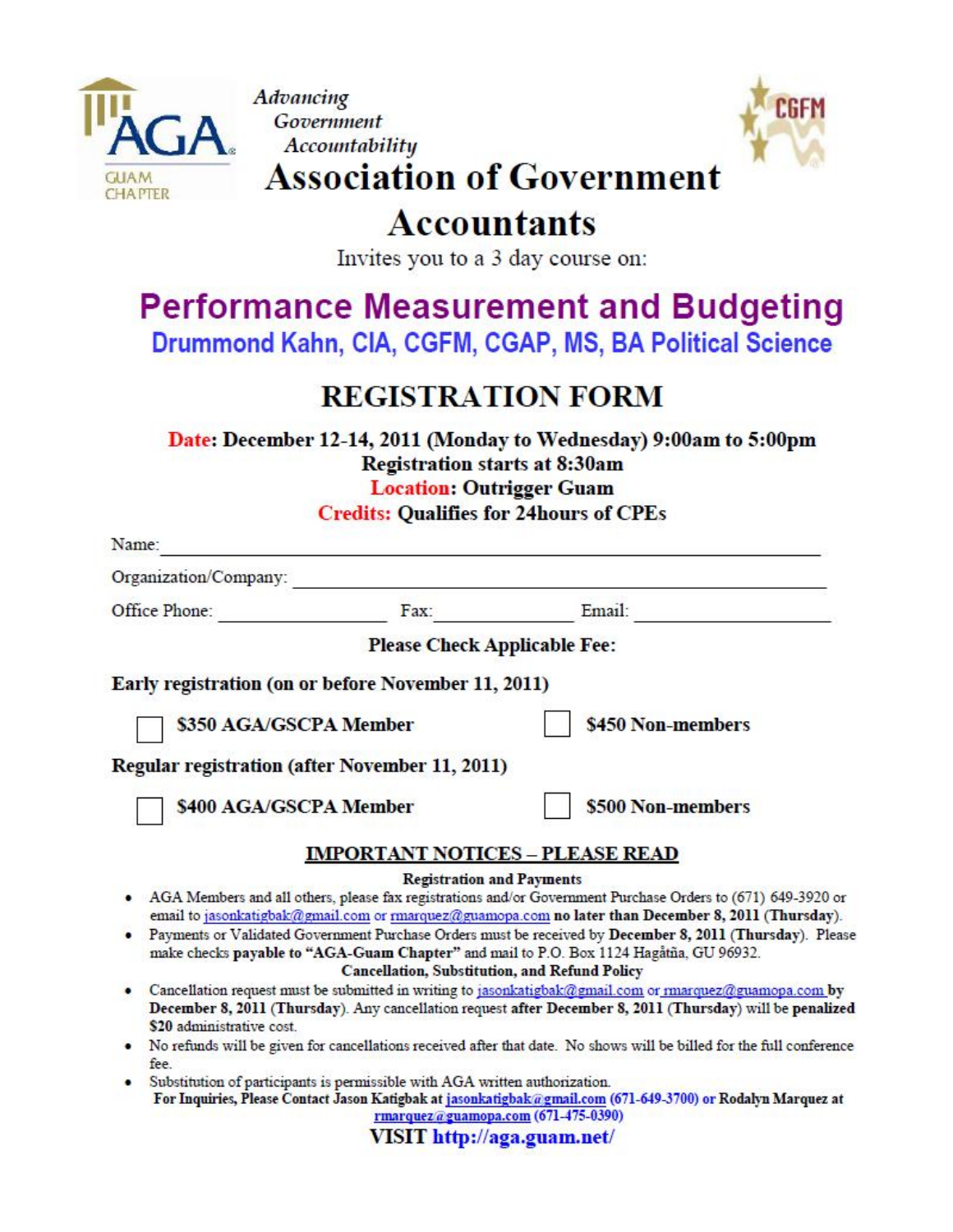AGA GUAM CHAPTER

*Advancing Government Accountability*

CGFM

# Association of Government Accountants

Invites you to a 3 day course on:

## Performance Measurement and Budgeting

**Drummond Kahn, CIA, CGFM, CGAP, MS, BA Political Science**

## REGISTRATION FORM

**Date: December 12-14, 2011 (Monday to Wednesday) 9:00am to 5:00pm**
**Registration starts at 8:30am**
**Location: Outrigger Guam**
**Credits: Qualifies for 24hours of CPEs**

Name: ____________________________________________

Organization/Company: ____________________________________________

Office Phone: ______________ Fax: ______________ Email: ______________

**Please Check Applicable Fee:**

**Early registration (on or before November 11, 2011)**

- ☐ **$350 AGA/GSCPA Member**
- ☐ **$450 Non-members**

**Regular registration (after November 11, 2011)**

- ☐ **$400 AGA/GSCPA Member**
- ☐ **$500 Non-members**

### IMPORTANT NOTICES – PLEASE READ

**Registration and Payments**

- AGA Members and all others, please fax registrations and/or Government Purchase Orders to (671) 649-3920 or email to jasonkatigbak@gmail.com or rmarquez@guamopa.com **no later than December 8, 2011 (Thursday)**.
- Payments or Validated Government Purchase Orders must be received by **December 8, 2011 (Thursday)**. Please make checks **payable to "AGA-Guam Chapter"** and mail to P.O. Box 1124 Hagåtña, GU 96932.

**Cancellation, Substitution, and Refund Policy**

- Cancellation request must be submitted in writing to jasonkatigbak@gmail.com or rmarquez@guamopa.com **by December 8, 2011 (Thursday)**. Any cancellation request **after December 8, 2011 (Thursday)** will be **penalized $20** administrative cost.
- No refunds will be given for cancellations received after that date. No shows will be billed for the full conference fee.
- Substitution of participants is permissible with AGA written authorization.

**For Inquiries, Please Contact Jason Katigbak at jasonkatigbak@gmail.com (671-649-3700) or Rodalyn Marquez at rmarquez@guamopa.com (671-475-0390)**

**VISIT http://aga.guam.net/**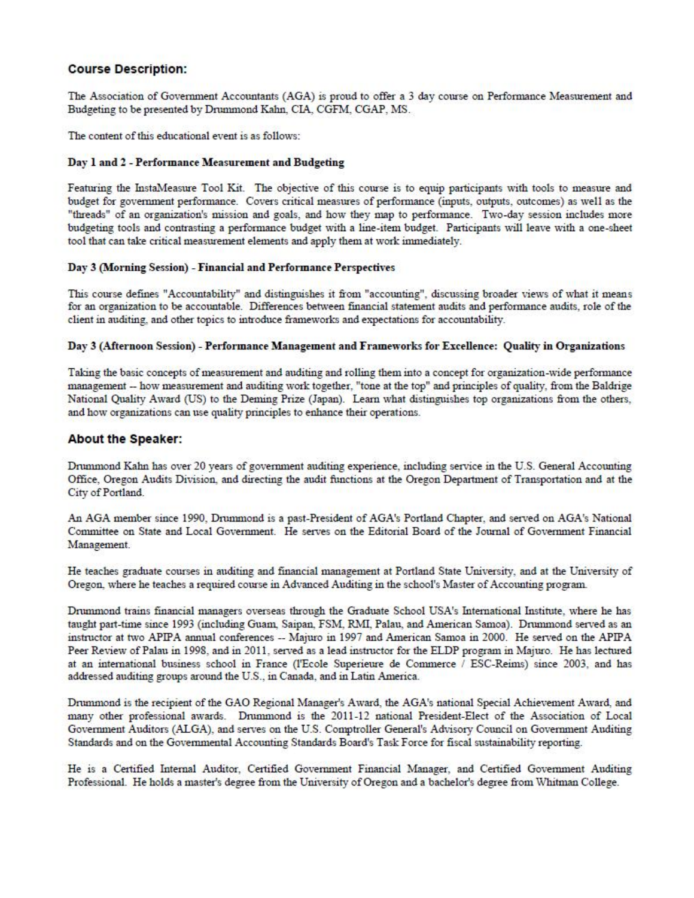## Course Description:

The Association of Government Accountants (AGA) is proud to offer a 3 day course on Performance Measurement and Budgeting to be presented by Drummond Kahn, CIA, CGFM, CGAP, MS.

The content of this educational event is as follows:

### Day 1 and 2 - Performance Measurement and Budgeting

Featuring the InstaMeasure Tool Kit. The objective of this course is to equip participants with tools to measure and budget for government performance. Covers critical measures of performance (inputs, outputs, outcomes) as well as the "threads" of an organization's mission and goals, and how they map to performance. Two-day session includes more budgeting tools and contrasting a performance budget with a line-item budget. Participants will leave with a one-sheet tool that can take critical measurement elements and apply them at work immediately.

### Day 3 (Morning Session) - Financial and Performance Perspectives

This course defines "Accountability" and distinguishes it from "accounting", discussing broader views of what it means for an organization to be accountable. Differences between financial statement audits and performance audits, role of the client in auditing, and other topics to introduce frameworks and expectations for accountability.

### Day 3 (Afternoon Session) - Performance Management and Frameworks for Excellence: Quality in Organizations

Taking the basic concepts of measurement and auditing and rolling them into a concept for organization-wide performance management -- how measurement and auditing work together, "tone at the top" and principles of quality, from the Baldrige National Quality Award (US) to the Deming Prize (Japan). Learn what distinguishes top organizations from the others, and how organizations can use quality principles to enhance their operations.

## About the Speaker:

Drummond Kahn has over 20 years of government auditing experience, including service in the U.S. General Accounting Office, Oregon Audits Division, and directing the audit functions at the Oregon Department of Transportation and at the City of Portland.

An AGA member since 1990, Drummond is a past-President of AGA's Portland Chapter, and served on AGA's National Committee on State and Local Government. He serves on the Editorial Board of the Journal of Government Financial Management.

He teaches graduate courses in auditing and financial management at Portland State University, and at the University of Oregon, where he teaches a required course in Advanced Auditing in the school's Master of Accounting program.

Drummond trains financial managers overseas through the Graduate School USA's International Institute, where he has taught part-time since 1993 (including Guam, Saipan, FSM, RMI, Palau, and American Samoa). Drummond served as an instructor at two APIPA annual conferences -- Majuro in 1997 and American Samoa in 2000. He served on the APIPA Peer Review of Palau in 1998, and in 2011, served as a lead instructor for the ELDP program in Majuro. He has lectured at an international business school in France (l'Ecole Superieure de Commerce / ESC-Reims) since 2003, and has addressed auditing groups around the U.S., in Canada, and in Latin America.

Drummond is the recipient of the GAO Regional Manager's Award, the AGA's national Special Achievement Award, and many other professional awards. Drummond is the 2011-12 national President-Elect of the Association of Local Government Auditors (ALGA), and serves on the U.S. Comptroller General's Advisory Council on Government Auditing Standards and on the Governmental Accounting Standards Board's Task Force for fiscal sustainability reporting.

He is a Certified Internal Auditor, Certified Government Financial Manager, and Certified Government Auditing Professional. He holds a master's degree from the University of Oregon and a bachelor's degree from Whitman College.